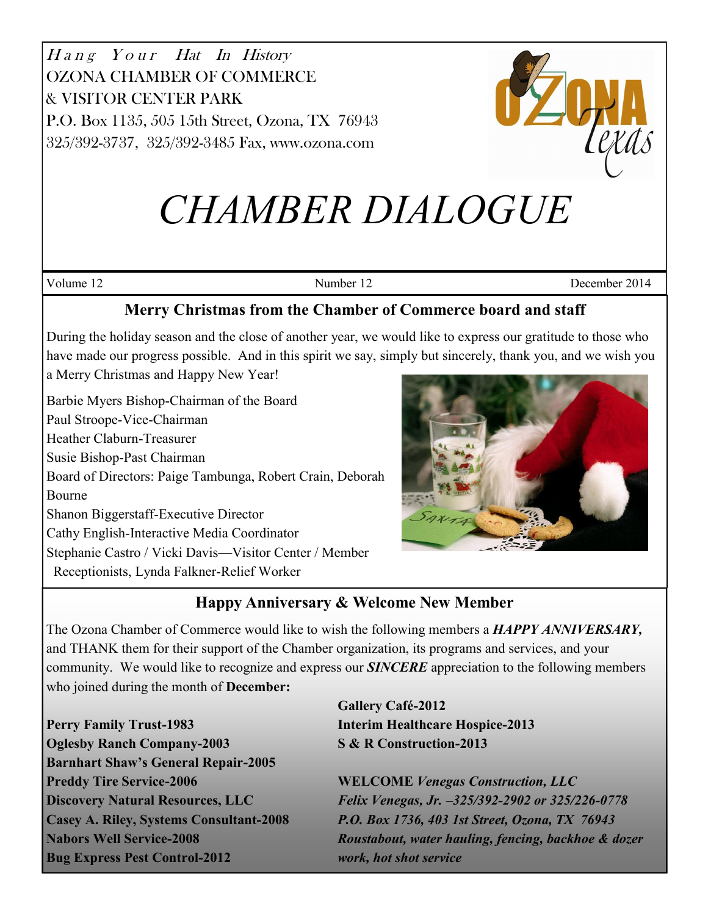*Hang Your Hat In History*
OZONA CHAMBER OF COMMERCE
& VISITOR CENTER PARK
P.O. Box 1135, 505 15th Street, Ozona, TX 76943
325/392-3737, 325/392-3485 Fax, www.ozona.com

# CHAMBER DIALOGUE

Volume 12 | Number 12 | December 2014

## Merry Christmas from the Chamber of Commerce board and staff

During the holiday season and the close of another year, we would like to express our gratitude to those who have made our progress possible. And in this spirit we say, simply but sincerely, thank you, and we wish you a Merry Christmas and Happy New Year!

Barbie Myers Bishop-Chairman of the Board
Paul Stroope-Vice-Chairman
Heather Claburn-Treasurer
Susie Bishop-Past Chairman
Board of Directors: Paige Tambunga, Robert Crain, Deborah Bourne
Shanon Biggerstaff-Executive Director
Cathy English-Interactive Media Coordinator
Stephanie Castro / Vicki Davis—Visitor Center / Member Receptionists, Lynda Falkner-Relief Worker

## Happy Anniversary & Welcome New Member

The Ozona Chamber of Commerce would like to wish the following members a ***HAPPY ANNIVERSARY,*** and THANK them for their support of the Chamber organization, its programs and services, and your community. We would like to recognize and express our ***SINCERE*** appreciation to the following members who joined during the month of **December:**

**Perry Family Trust-1983**
**Oglesby Ranch Company-2003**
**Barnhart Shaw's General Repair-2005**
**Preddy Tire Service-2006**
**Discovery Natural Resources, LLC**
**Casey A. Riley, Systems Consultant-2008**
**Nabors Well Service-2008**
**Bug Express Pest Control-2012**
**Gallery Café-2012**
**Interim Healthcare Hospice-2013**
**S & R Construction-2013**

**WELCOME** ***Venegas Construction, LLC***
***Felix Venegas, Jr. –325/392-2902 or 325/226-0778***
***P.O. Box 1736, 403 1st Street, Ozona, TX 76943***
***Roustabout, water hauling, fencing, backhoe & dozer work, hot shot service***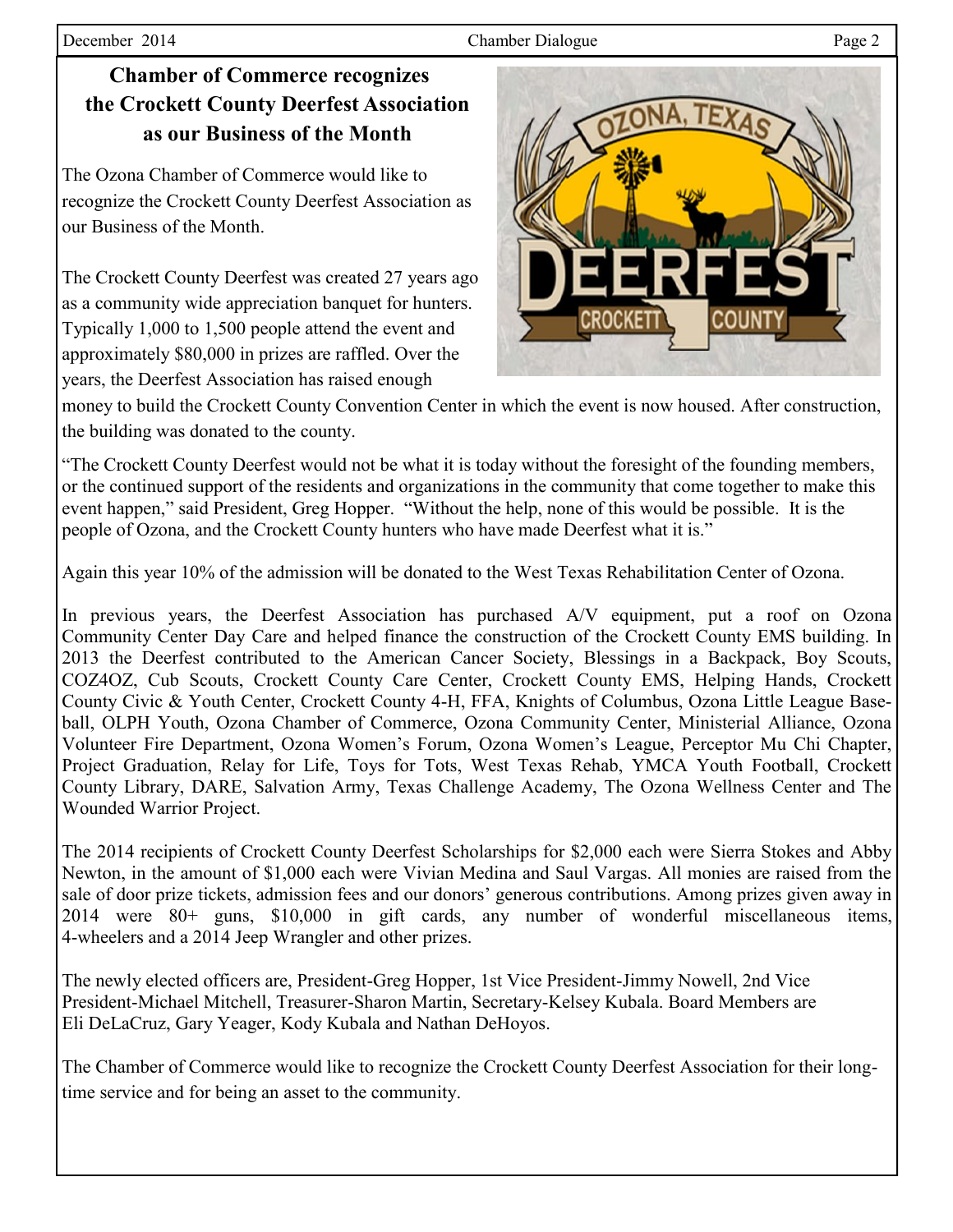## Chamber of Commerce recognizes the Crockett County Deerfest Association as our Business of the Month

The Ozona Chamber of Commerce would like to recognize the Crockett County Deerfest Association as our Business of the Month.

The Crockett County Deerfest was created 27 years ago as a community wide appreciation banquet for hunters. Typically 1,000 to 1,500 people attend the event and approximately $80,000 in prizes are raffled. Over the years, the Deerfest Association has raised enough money to build the Crockett County Convention Center in which the event is now housed. After construction, the building was donated to the county.

"The Crockett County Deerfest would not be what it is today without the foresight of the founding members, or the continued support of the residents and organizations in the community that come together to make this event happen," said President, Greg Hopper. "Without the help, none of this would be possible. It is the people of Ozona, and the Crockett County hunters who have made Deerfest what it is."

Again this year 10% of the admission will be donated to the West Texas Rehabilitation Center of Ozona.

In previous years, the Deerfest Association has purchased A/V equipment, put a roof on Ozona Community Center Day Care and helped finance the construction of the Crockett County EMS building. In 2013 the Deerfest contributed to the American Cancer Society, Blessings in a Backpack, Boy Scouts, COZ4OZ, Cub Scouts, Crockett County Care Center, Crockett County EMS, Helping Hands, Crockett County Civic & Youth Center, Crockett County 4-H, FFA, Knights of Columbus, Ozona Little League Baseball, OLPH Youth, Ozona Chamber of Commerce, Ozona Community Center, Ministerial Alliance, Ozona Volunteer Fire Department, Ozona Women's Forum, Ozona Women's League, Perceptor Mu Chi Chapter, Project Graduation, Relay for Life, Toys for Tots, West Texas Rehab, YMCA Youth Football, Crockett County Library, DARE, Salvation Army, Texas Challenge Academy, The Ozona Wellness Center and The Wounded Warrior Project.

The 2014 recipients of Crockett County Deerfest Scholarships for $2,000 each were Sierra Stokes and Abby Newton, in the amount of $1,000 each were Vivian Medina and Saul Vargas. All monies are raised from the sale of door prize tickets, admission fees and our donors' generous contributions. Among prizes given away in 2014 were 80+ guns, $10,000 in gift cards, any number of wonderful miscellaneous items, 4-wheelers and a 2014 Jeep Wrangler and other prizes.

The newly elected officers are, President-Greg Hopper, 1st Vice President-Jimmy Nowell, 2nd Vice President-Michael Mitchell, Treasurer-Sharon Martin, Secretary-Kelsey Kubala. Board Members are Eli DeLaCruz, Gary Yeager, Kody Kubala and Nathan DeHoyos.

The Chamber of Commerce would like to recognize the Crockett County Deerfest Association for their long-time service and for being an asset to the community.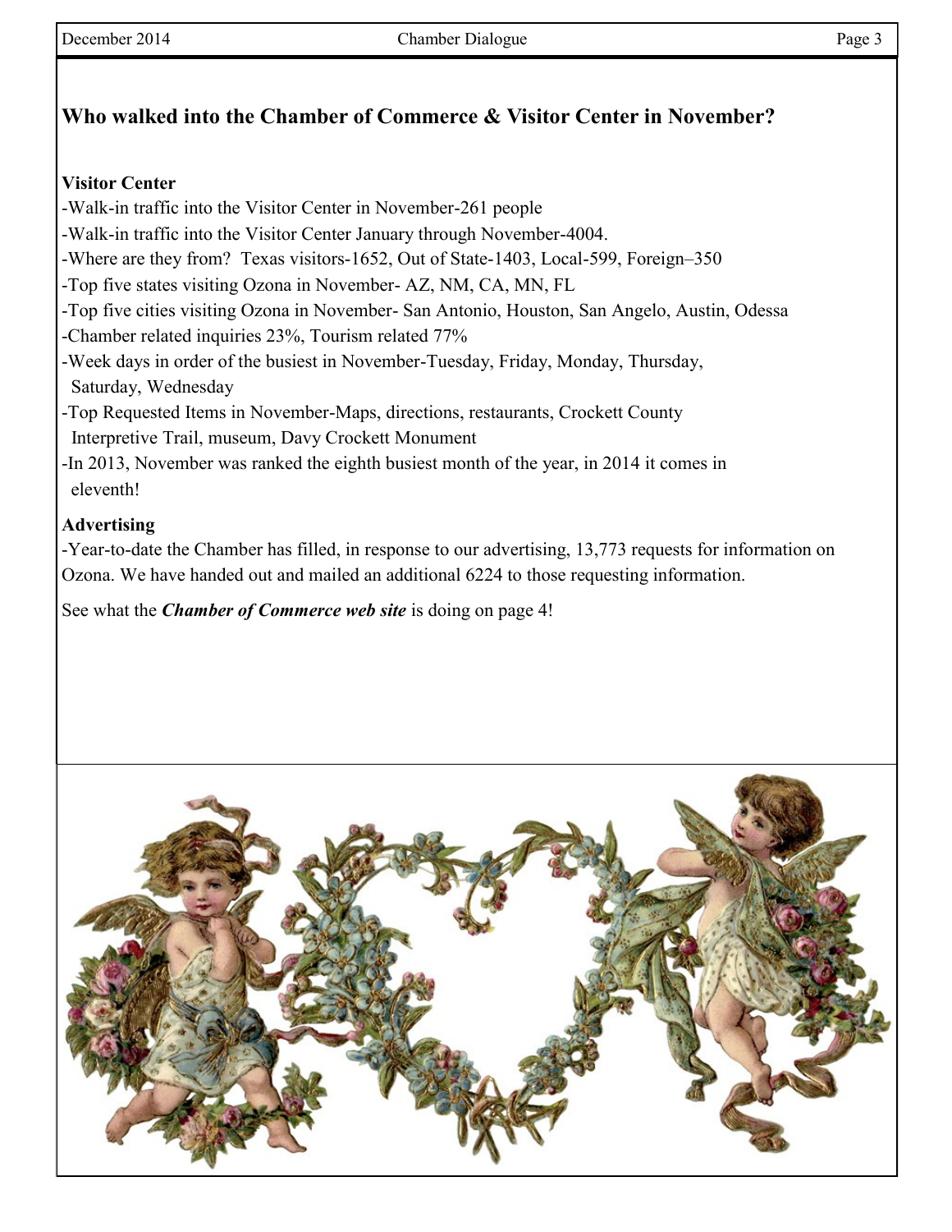## Who walked into the Chamber of Commerce & Visitor Center in November?

**Visitor Center**

- Walk-in traffic into the Visitor Center in November-261 people
- Walk-in traffic into the Visitor Center January through November-4004.
- Where are they from? Texas visitors-1652, Out of State-1403, Local-599, Foreign–350
- Top five states visiting Ozona in November- AZ, NM, CA, MN, FL
- Top five cities visiting Ozona in November- San Antonio, Houston, San Angelo, Austin, Odessa
- Chamber related inquiries 23%, Tourism related 77%
- Week days in order of the busiest in November-Tuesday, Friday, Monday, Thursday, Saturday, Wednesday
- Top Requested Items in November-Maps, directions, restaurants, Crockett County Interpretive Trail, museum, Davy Crockett Monument
- In 2013, November was ranked the eighth busiest month of the year, in 2014 it comes in eleventh!

**Advertising**

- Year-to-date the Chamber has filled, in response to our advertising, 13,773 requests for information on Ozona. We have handed out and mailed an additional 6224 to those requesting information.

See what the ***Chamber of Commerce web site*** is doing on page 4!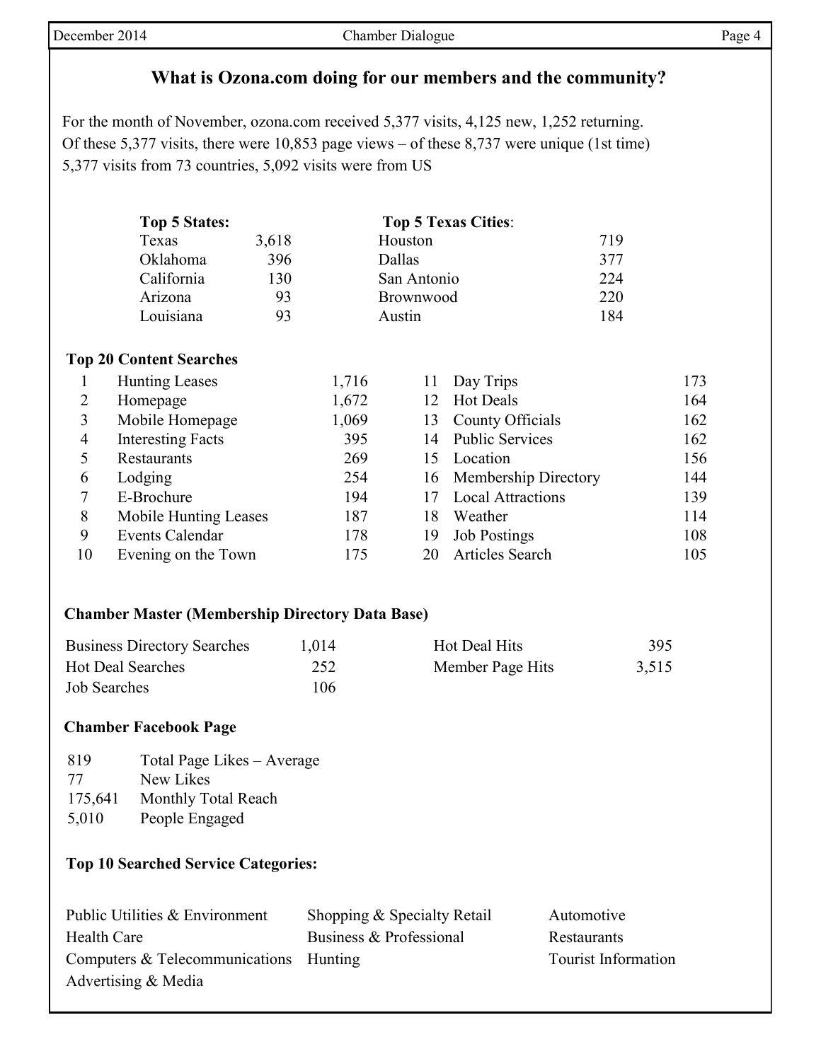## What is Ozona.com doing for our members and the community?

For the month of November, ozona.com received 5,377 visits, 4,125 new, 1,252 returning.
Of these 5,377 visits, there were 10,853 page views – of these 8,737 were unique (1st time)
5,377 visits from 73 countries, 5,092 visits were from US

**Top 5 States:**

| State | Visits |
|---|---|
| Texas | 3,618 |
| Oklahoma | 396 |
| California | 130 |
| Arizona | 93 |
| Louisiana | 93 |

**Top 5 Texas Cities:**

| City | Visits |
|---|---|
| Houston | 719 |
| Dallas | 377 |
| San Antonio | 224 |
| Brownwood | 220 |
| Austin | 184 |

**Top 20 Content Searches**

| # | Content | Searches |
|---|---|---|
| 1 | Hunting Leases | 1,716 |
| 2 | Homepage | 1,672 |
| 3 | Mobile Homepage | 1,069 |
| 4 | Interesting Facts | 395 |
| 5 | Restaurants | 269 |
| 6 | Lodging | 254 |
| 7 | E-Brochure | 194 |
| 8 | Mobile Hunting Leases | 187 |
| 9 | Events Calendar | 178 |
| 10 | Evening on the Town | 175 |
| 11 | Day Trips | 173 |
| 12 | Hot Deals | 164 |
| 13 | County Officials | 162 |
| 14 | Public Services | 162 |
| 15 | Location | 156 |
| 16 | Membership Directory | 144 |
| 17 | Local Attractions | 139 |
| 18 | Weather | 114 |
| 19 | Job Postings | 108 |
| 20 | Articles Search | 105 |

**Chamber Master (Membership Directory Data Base)**

| Item | Count |
|---|---|
| Business Directory Searches | 1,014 |
| Hot Deal Searches | 252 |
| Job Searches | 106 |
| Hot Deal Hits | 395 |
| Member Page Hits | 3,515 |

**Chamber Facebook Page**

| Count | Item |
|---|---|
| 819 | Total Page Likes – Average |
| 77 | New Likes |
| 175,641 | Monthly Total Reach |
| 5,010 | People Engaged |

**Top 10 Searched Service Categories:**

- Public Utilities & Environment
- Health Care
- Computers & Telecommunications
- Advertising & Media
- Shopping & Specialty Retail
- Business & Professional
- Hunting
- Automotive
- Restaurants
- Tourist Information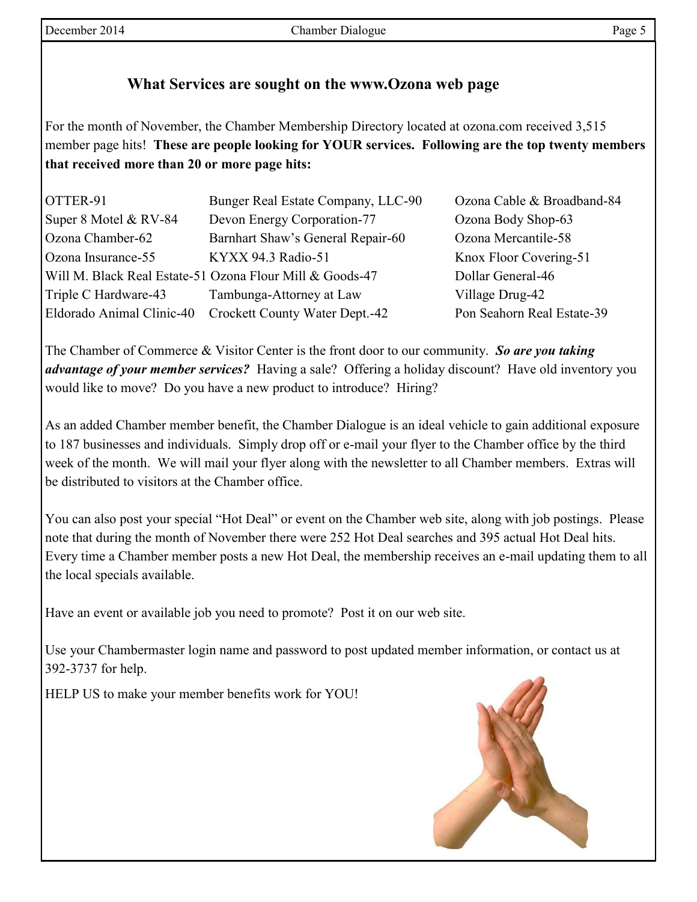## What Services are sought on the www.Ozona web page

For the month of November, the Chamber Membership Directory located at ozona.com received 3,515 member page hits! **These are people looking for YOUR services. Following are the top twenty members that received more than 20 or more page hits:**

| | | |
|---|---|---|
| OTTER-91 | Bunger Real Estate Company, LLC-90 | Ozona Cable & Broadband-84 |
| Super 8 Motel & RV-84 | Devon Energy Corporation-77 | Ozona Body Shop-63 |
| Ozona Chamber-62 | Barnhart Shaw's General Repair-60 | Ozona Mercantile-58 |
| Ozona Insurance-55 | KYXX 94.3 Radio-51 | Knox Floor Covering-51 |
| Will M. Black Real Estate-51 | Ozona Flour Mill & Goods-47 | Dollar General-46 |
| Triple C Hardware-43 | Tambunga-Attorney at Law | Village Drug-42 |
| Eldorado Animal Clinic-40 | Crockett County Water Dept.-42 | Pon Seahorn Real Estate-39 |

The Chamber of Commerce & Visitor Center is the front door to our community. ***So are you taking advantage of your member services?*** Having a sale? Offering a holiday discount? Have old inventory you would like to move? Do you have a new product to introduce? Hiring?

As an added Chamber member benefit, the Chamber Dialogue is an ideal vehicle to gain additional exposure to 187 businesses and individuals. Simply drop off or e-mail your flyer to the Chamber office by the third week of the month. We will mail your flyer along with the newsletter to all Chamber members. Extras will be distributed to visitors at the Chamber office.

You can also post your special "Hot Deal" or event on the Chamber web site, along with job postings. Please note that during the month of November there were 252 Hot Deal searches and 395 actual Hot Deal hits. Every time a Chamber member posts a new Hot Deal, the membership receives an e-mail updating them to all the local specials available.

Have an event or available job you need to promote? Post it on our web site.

Use your Chambermaster login name and password to post updated member information, or contact us at 392-3737 for help.

HELP US to make your member benefits work for YOU!